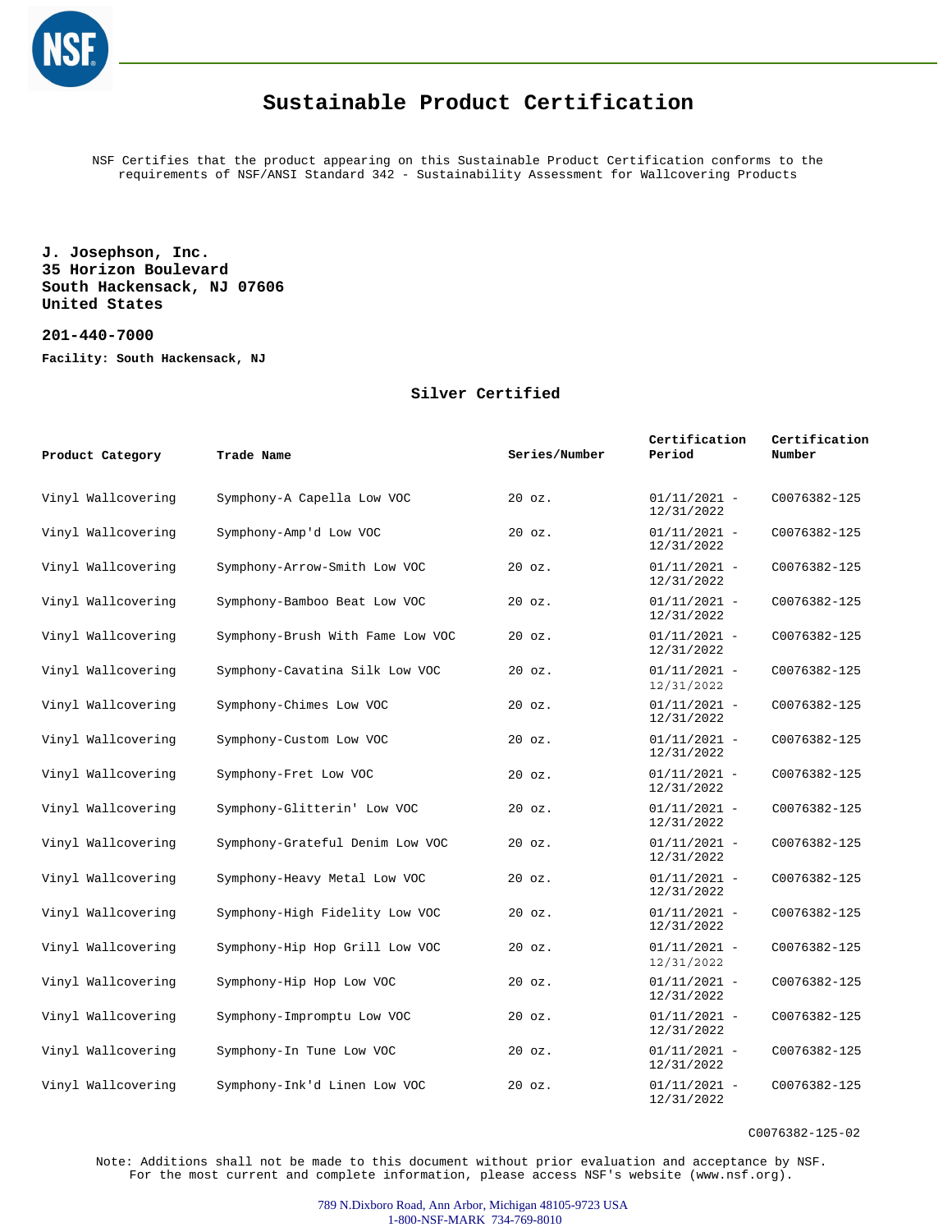# Sustainable Product Certification

NSF Certifies that the product appearing on this Sustainable Product Certification conforms to the requirements of NSF/ANSI Standard 342 - Sustainability Assessment for Wallcovering Products

**J. Josephson, Inc.**
**35 Horizon Boulevard**
**South Hackensack, NJ 07606**
**United States**

**201-440-7000**

**Facility: South Hackensack, NJ**

**Silver Certified**

| Product Category | Trade Name | Series/Number | Certification Period | Certification Number |
|---|---|---|---|---|
| Vinyl Wallcovering | Symphony-A Capella Low VOC | 20 oz. | 01/11/2021 - 12/31/2022 | C0076382-125 |
| Vinyl Wallcovering | Symphony-Amp'd Low VOC | 20 oz. | 01/11/2021 - 12/31/2022 | C0076382-125 |
| Vinyl Wallcovering | Symphony-Arrow-Smith Low VOC | 20 oz. | 01/11/2021 - 12/31/2022 | C0076382-125 |
| Vinyl Wallcovering | Symphony-Bamboo Beat Low VOC | 20 oz. | 01/11/2021 - 12/31/2022 | C0076382-125 |
| Vinyl Wallcovering | Symphony-Brush With Fame Low VOC | 20 oz. | 01/11/2021 - 12/31/2022 | C0076382-125 |
| Vinyl Wallcovering | Symphony-Cavatina Silk Low VOC | 20 oz. | 01/11/2021 - 12/31/2022 | C0076382-125 |
| Vinyl Wallcovering | Symphony-Chimes Low VOC | 20 oz. | 01/11/2021 - 12/31/2022 | C0076382-125 |
| Vinyl Wallcovering | Symphony-Custom Low VOC | 20 oz. | 01/11/2021 - 12/31/2022 | C0076382-125 |
| Vinyl Wallcovering | Symphony-Fret Low VOC | 20 oz. | 01/11/2021 - 12/31/2022 | C0076382-125 |
| Vinyl Wallcovering | Symphony-Glitterin' Low VOC | 20 oz. | 01/11/2021 - 12/31/2022 | C0076382-125 |
| Vinyl Wallcovering | Symphony-Grateful Denim Low VOC | 20 oz. | 01/11/2021 - 12/31/2022 | C0076382-125 |
| Vinyl Wallcovering | Symphony-Heavy Metal Low VOC | 20 oz. | 01/11/2021 - 12/31/2022 | C0076382-125 |
| Vinyl Wallcovering | Symphony-High Fidelity Low VOC | 20 oz. | 01/11/2021 - 12/31/2022 | C0076382-125 |
| Vinyl Wallcovering | Symphony-Hip Hop Grill Low VOC | 20 oz. | 01/11/2021 - 12/31/2022 | C0076382-125 |
| Vinyl Wallcovering | Symphony-Hip Hop Low VOC | 20 oz. | 01/11/2021 - 12/31/2022 | C0076382-125 |
| Vinyl Wallcovering | Symphony-Impromptu Low VOC | 20 oz. | 01/11/2021 - 12/31/2022 | C0076382-125 |
| Vinyl Wallcovering | Symphony-In Tune Low VOC | 20 oz. | 01/11/2021 - 12/31/2022 | C0076382-125 |
| Vinyl Wallcovering | Symphony-Ink'd Linen Low VOC | 20 oz. | 01/11/2021 - 12/31/2022 | C0076382-125 |

C0076382-125-02

Note: Additions shall not be made to this document without prior evaluation and acceptance by NSF.
For the most current and complete information, please access NSF's website (www.nsf.org).

789 N.Dixboro Road, Ann Arbor, Michigan 48105-9723 USA
1-800-NSF-MARK 734-769-8010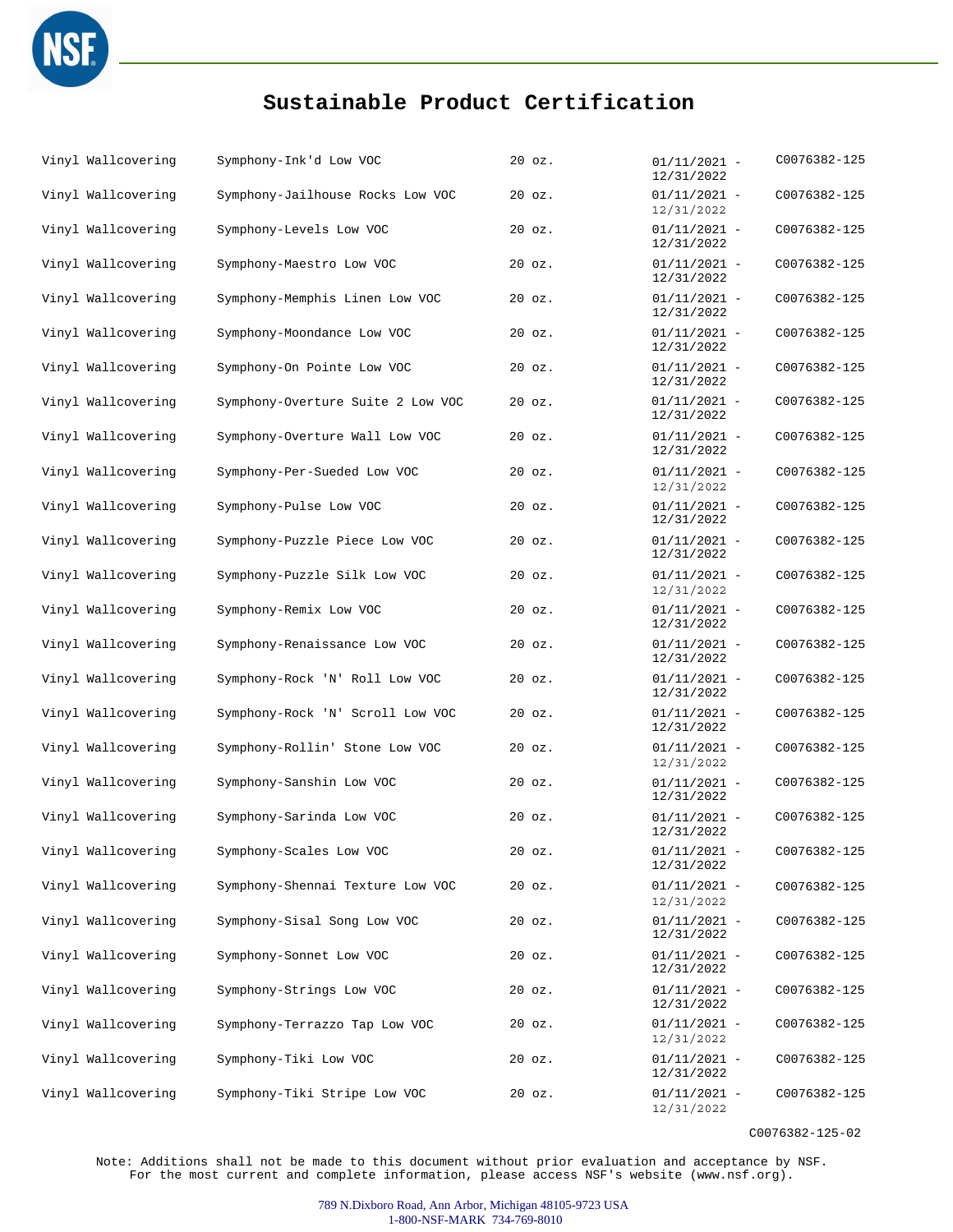# Sustainable Product Certification

| | | | | |
|---|---|---|---|---|
| Vinyl Wallcovering | Symphony-Ink'd Low VOC | 20 oz. | 01/11/2021 - 12/31/2022 | C0076382-125 |
| Vinyl Wallcovering | Symphony-Jailhouse Rocks Low VOC | 20 oz. | 01/11/2021 - 12/31/2022 | C0076382-125 |
| Vinyl Wallcovering | Symphony-Levels Low VOC | 20 oz. | 01/11/2021 - 12/31/2022 | C0076382-125 |
| Vinyl Wallcovering | Symphony-Maestro Low VOC | 20 oz. | 01/11/2021 - 12/31/2022 | C0076382-125 |
| Vinyl Wallcovering | Symphony-Memphis Linen Low VOC | 20 oz. | 01/11/2021 - 12/31/2022 | C0076382-125 |
| Vinyl Wallcovering | Symphony-Moondance Low VOC | 20 oz. | 01/11/2021 - 12/31/2022 | C0076382-125 |
| Vinyl Wallcovering | Symphony-On Pointe Low VOC | 20 oz. | 01/11/2021 - 12/31/2022 | C0076382-125 |
| Vinyl Wallcovering | Symphony-Overture Suite 2 Low VOC | 20 oz. | 01/11/2021 - 12/31/2022 | C0076382-125 |
| Vinyl Wallcovering | Symphony-Overture Wall Low VOC | 20 oz. | 01/11/2021 - 12/31/2022 | C0076382-125 |
| Vinyl Wallcovering | Symphony-Per-Sueded Low VOC | 20 oz. | 01/11/2021 - 12/31/2022 | C0076382-125 |
| Vinyl Wallcovering | Symphony-Pulse Low VOC | 20 oz. | 01/11/2021 - 12/31/2022 | C0076382-125 |
| Vinyl Wallcovering | Symphony-Puzzle Piece Low VOC | 20 oz. | 01/11/2021 - 12/31/2022 | C0076382-125 |
| Vinyl Wallcovering | Symphony-Puzzle Silk Low VOC | 20 oz. | 01/11/2021 - 12/31/2022 | C0076382-125 |
| Vinyl Wallcovering | Symphony-Remix Low VOC | 20 oz. | 01/11/2021 - 12/31/2022 | C0076382-125 |
| Vinyl Wallcovering | Symphony-Renaissance Low VOC | 20 oz. | 01/11/2021 - 12/31/2022 | C0076382-125 |
| Vinyl Wallcovering | Symphony-Rock 'N' Roll Low VOC | 20 oz. | 01/11/2021 - 12/31/2022 | C0076382-125 |
| Vinyl Wallcovering | Symphony-Rock 'N' Scroll Low VOC | 20 oz. | 01/11/2021 - 12/31/2022 | C0076382-125 |
| Vinyl Wallcovering | Symphony-Rollin' Stone Low VOC | 20 oz. | 01/11/2021 - 12/31/2022 | C0076382-125 |
| Vinyl Wallcovering | Symphony-Sanshin Low VOC | 20 oz. | 01/11/2021 - 12/31/2022 | C0076382-125 |
| Vinyl Wallcovering | Symphony-Sarinda Low VOC | 20 oz. | 01/11/2021 - 12/31/2022 | C0076382-125 |
| Vinyl Wallcovering | Symphony-Scales Low VOC | 20 oz. | 01/11/2021 - 12/31/2022 | C0076382-125 |
| Vinyl Wallcovering | Symphony-Shennai Texture Low VOC | 20 oz. | 01/11/2021 - 12/31/2022 | C0076382-125 |
| Vinyl Wallcovering | Symphony-Sisal Song Low VOC | 20 oz. | 01/11/2021 - 12/31/2022 | C0076382-125 |
| Vinyl Wallcovering | Symphony-Sonnet Low VOC | 20 oz. | 01/11/2021 - 12/31/2022 | C0076382-125 |
| Vinyl Wallcovering | Symphony-Strings Low VOC | 20 oz. | 01/11/2021 - 12/31/2022 | C0076382-125 |
| Vinyl Wallcovering | Symphony-Terrazzo Tap Low VOC | 20 oz. | 01/11/2021 - 12/31/2022 | C0076382-125 |
| Vinyl Wallcovering | Symphony-Tiki Low VOC | 20 oz. | 01/11/2021 - 12/31/2022 | C0076382-125 |
| Vinyl Wallcovering | Symphony-Tiki Stripe Low VOC | 20 oz. | 01/11/2021 - 12/31/2022 | C0076382-125 |

C0076382-125-02

Note: Additions shall not be made to this document without prior evaluation and acceptance by NSF. For the most current and complete information, please access NSF's website (www.nsf.org).

789 N.Dixboro Road, Ann Arbor, Michigan 48105-9723 USA
1-800-NSF-MARK 734-769-8010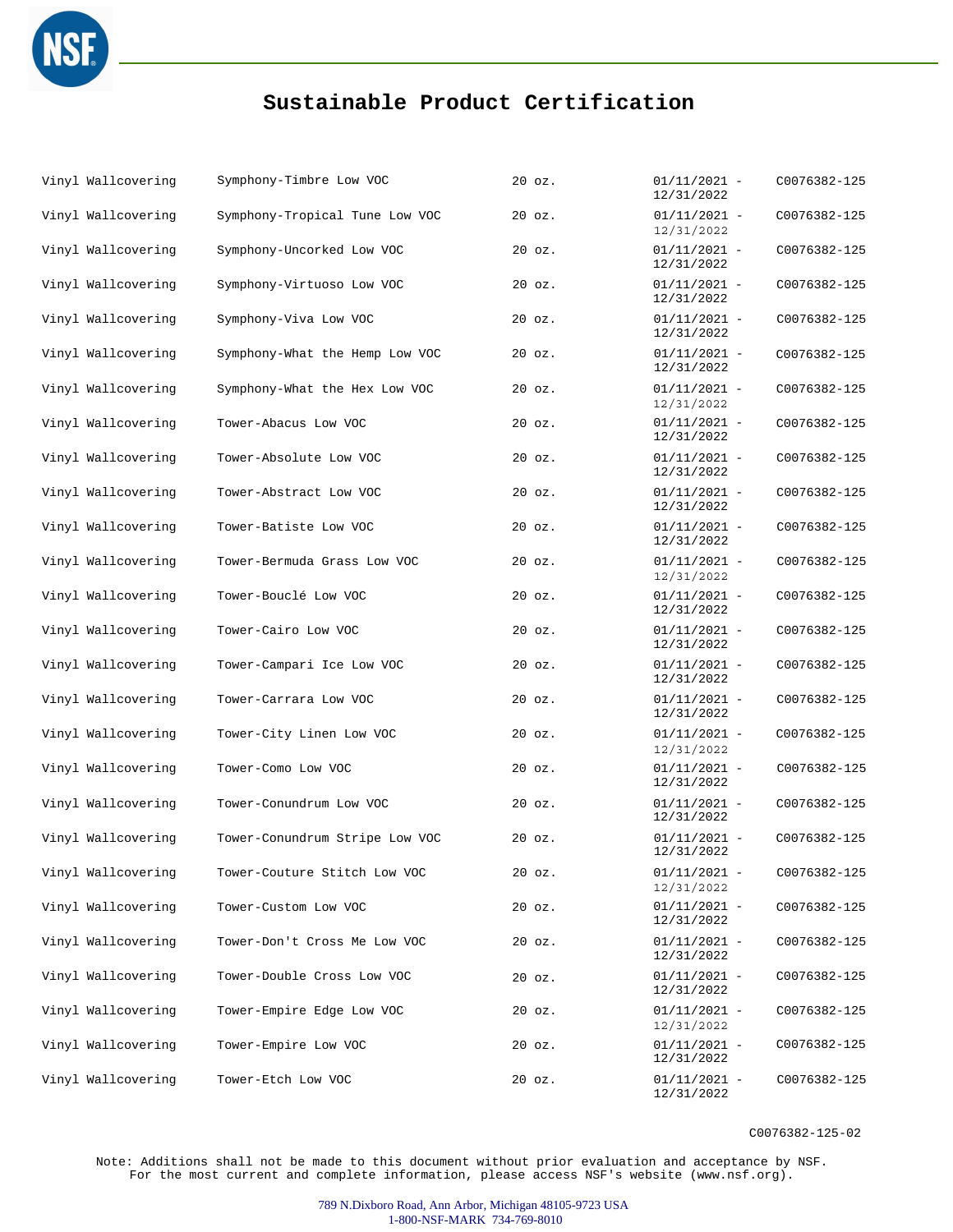# Sustainable Product Certification

| | | | | |
|---|---|---|---|---|
| Vinyl Wallcovering | Symphony-Timbre Low VOC | 20 oz. | 01/11/2021 - 12/31/2022 | C0076382-125 |
| Vinyl Wallcovering | Symphony-Tropical Tune Low VOC | 20 oz. | 01/11/2021 - 12/31/2022 | C0076382-125 |
| Vinyl Wallcovering | Symphony-Uncorked Low VOC | 20 oz. | 01/11/2021 - 12/31/2022 | C0076382-125 |
| Vinyl Wallcovering | Symphony-Virtuoso Low VOC | 20 oz. | 01/11/2021 - 12/31/2022 | C0076382-125 |
| Vinyl Wallcovering | Symphony-Viva Low VOC | 20 oz. | 01/11/2021 - 12/31/2022 | C0076382-125 |
| Vinyl Wallcovering | Symphony-What the Hemp Low VOC | 20 oz. | 01/11/2021 - 12/31/2022 | C0076382-125 |
| Vinyl Wallcovering | Symphony-What the Hex Low VOC | 20 oz. | 01/11/2021 - 12/31/2022 | C0076382-125 |
| Vinyl Wallcovering | Tower-Abacus Low VOC | 20 oz. | 01/11/2021 - 12/31/2022 | C0076382-125 |
| Vinyl Wallcovering | Tower-Absolute Low VOC | 20 oz. | 01/11/2021 - 12/31/2022 | C0076382-125 |
| Vinyl Wallcovering | Tower-Abstract Low VOC | 20 oz. | 01/11/2021 - 12/31/2022 | C0076382-125 |
| Vinyl Wallcovering | Tower-Batiste Low VOC | 20 oz. | 01/11/2021 - 12/31/2022 | C0076382-125 |
| Vinyl Wallcovering | Tower-Bermuda Grass Low VOC | 20 oz. | 01/11/2021 - 12/31/2022 | C0076382-125 |
| Vinyl Wallcovering | Tower-Bouclé Low VOC | 20 oz. | 01/11/2021 - 12/31/2022 | C0076382-125 |
| Vinyl Wallcovering | Tower-Cairo Low VOC | 20 oz. | 01/11/2021 - 12/31/2022 | C0076382-125 |
| Vinyl Wallcovering | Tower-Campari Ice Low VOC | 20 oz. | 01/11/2021 - 12/31/2022 | C0076382-125 |
| Vinyl Wallcovering | Tower-Carrara Low VOC | 20 oz. | 01/11/2021 - 12/31/2022 | C0076382-125 |
| Vinyl Wallcovering | Tower-City Linen Low VOC | 20 oz. | 01/11/2021 - 12/31/2022 | C0076382-125 |
| Vinyl Wallcovering | Tower-Como Low VOC | 20 oz. | 01/11/2021 - 12/31/2022 | C0076382-125 |
| Vinyl Wallcovering | Tower-Conundrum Low VOC | 20 oz. | 01/11/2021 - 12/31/2022 | C0076382-125 |
| Vinyl Wallcovering | Tower-Conundrum Stripe Low VOC | 20 oz. | 01/11/2021 - 12/31/2022 | C0076382-125 |
| Vinyl Wallcovering | Tower-Couture Stitch Low VOC | 20 oz. | 01/11/2021 - 12/31/2022 | C0076382-125 |
| Vinyl Wallcovering | Tower-Custom Low VOC | 20 oz. | 01/11/2021 - 12/31/2022 | C0076382-125 |
| Vinyl Wallcovering | Tower-Don't Cross Me Low VOC | 20 oz. | 01/11/2021 - 12/31/2022 | C0076382-125 |
| Vinyl Wallcovering | Tower-Double Cross Low VOC | 20 oz. | 01/11/2021 - 12/31/2022 | C0076382-125 |
| Vinyl Wallcovering | Tower-Empire Edge Low VOC | 20 oz. | 01/11/2021 - 12/31/2022 | C0076382-125 |
| Vinyl Wallcovering | Tower-Empire Low VOC | 20 oz. | 01/11/2021 - 12/31/2022 | C0076382-125 |
| Vinyl Wallcovering | Tower-Etch Low VOC | 20 oz. | 01/11/2021 - 12/31/2022 | C0076382-125 |

C0076382-125-02

Note: Additions shall not be made to this document without prior evaluation and acceptance by NSF.
For the most current and complete information, please access NSF's website (www.nsf.org).

789 N.Dixboro Road, Ann Arbor, Michigan 48105-9723 USA
1-800-NSF-MARK 734-769-8010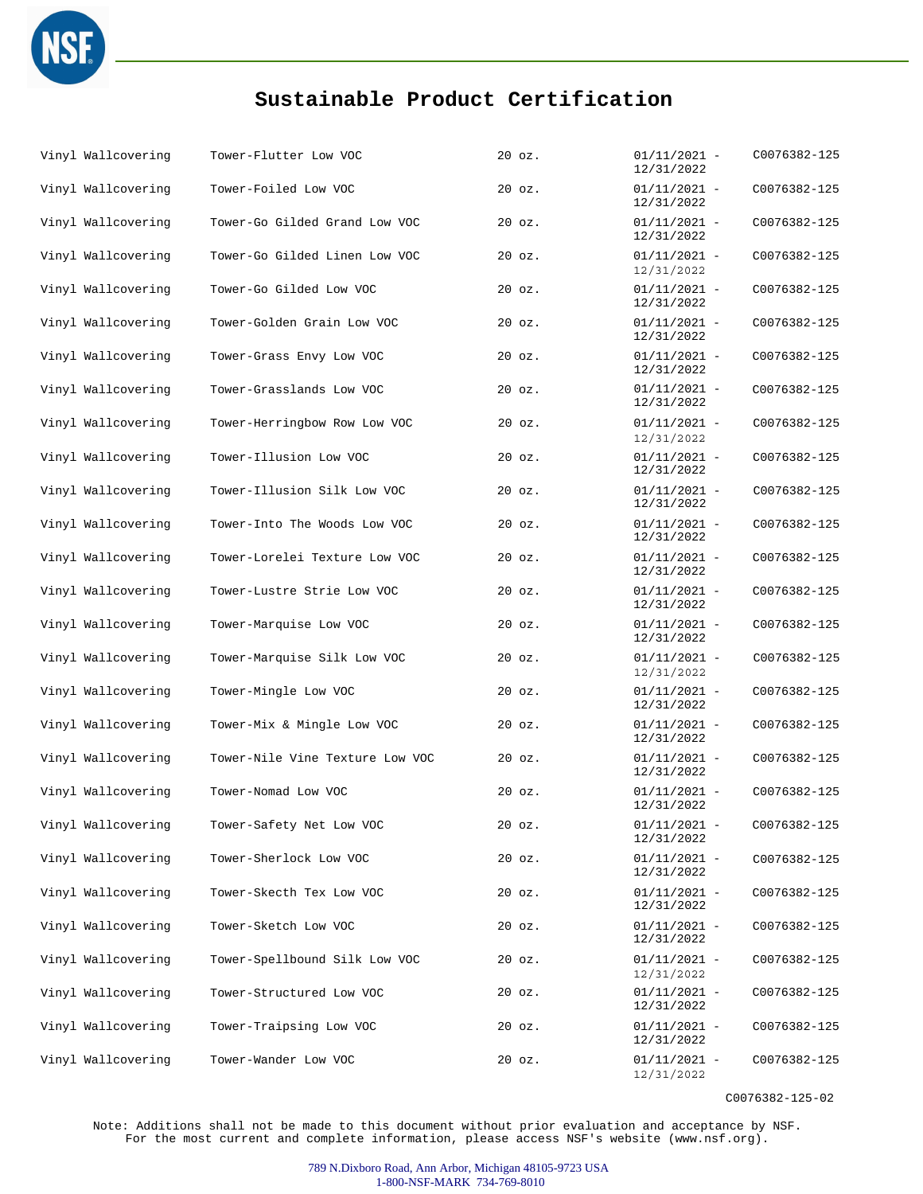# Sustainable Product Certification

| | | | | |
|---|---|---|---|---|
| Vinyl Wallcovering | Tower-Flutter Low VOC | 20 oz. | 01/11/2021 - 12/31/2022 | C0076382-125 |
| Vinyl Wallcovering | Tower-Foiled Low VOC | 20 oz. | 01/11/2021 - 12/31/2022 | C0076382-125 |
| Vinyl Wallcovering | Tower-Go Gilded Grand Low VOC | 20 oz. | 01/11/2021 - 12/31/2022 | C0076382-125 |
| Vinyl Wallcovering | Tower-Go Gilded Linen Low VOC | 20 oz. | 01/11/2021 - 12/31/2022 | C0076382-125 |
| Vinyl Wallcovering | Tower-Go Gilded Low VOC | 20 oz. | 01/11/2021 - 12/31/2022 | C0076382-125 |
| Vinyl Wallcovering | Tower-Golden Grain Low VOC | 20 oz. | 01/11/2021 - 12/31/2022 | C0076382-125 |
| Vinyl Wallcovering | Tower-Grass Envy Low VOC | 20 oz. | 01/11/2021 - 12/31/2022 | C0076382-125 |
| Vinyl Wallcovering | Tower-Grasslands Low VOC | 20 oz. | 01/11/2021 - 12/31/2022 | C0076382-125 |
| Vinyl Wallcovering | Tower-Herringbow Row Low VOC | 20 oz. | 01/11/2021 - 12/31/2022 | C0076382-125 |
| Vinyl Wallcovering | Tower-Illusion Low VOC | 20 oz. | 01/11/2021 - 12/31/2022 | C0076382-125 |
| Vinyl Wallcovering | Tower-Illusion Silk Low VOC | 20 oz. | 01/11/2021 - 12/31/2022 | C0076382-125 |
| Vinyl Wallcovering | Tower-Into The Woods Low VOC | 20 oz. | 01/11/2021 - 12/31/2022 | C0076382-125 |
| Vinyl Wallcovering | Tower-Lorelei Texture Low VOC | 20 oz. | 01/11/2021 - 12/31/2022 | C0076382-125 |
| Vinyl Wallcovering | Tower-Lustre Strie Low VOC | 20 oz. | 01/11/2021 - 12/31/2022 | C0076382-125 |
| Vinyl Wallcovering | Tower-Marquise Low VOC | 20 oz. | 01/11/2021 - 12/31/2022 | C0076382-125 |
| Vinyl Wallcovering | Tower-Marquise Silk Low VOC | 20 oz. | 01/11/2021 - 12/31/2022 | C0076382-125 |
| Vinyl Wallcovering | Tower-Mingle Low VOC | 20 oz. | 01/11/2021 - 12/31/2022 | C0076382-125 |
| Vinyl Wallcovering | Tower-Mix & Mingle Low VOC | 20 oz. | 01/11/2021 - 12/31/2022 | C0076382-125 |
| Vinyl Wallcovering | Tower-Nile Vine Texture Low VOC | 20 oz. | 01/11/2021 - 12/31/2022 | C0076382-125 |
| Vinyl Wallcovering | Tower-Nomad Low VOC | 20 oz. | 01/11/2021 - 12/31/2022 | C0076382-125 |
| Vinyl Wallcovering | Tower-Safety Net Low VOC | 20 oz. | 01/11/2021 - 12/31/2022 | C0076382-125 |
| Vinyl Wallcovering | Tower-Sherlock Low VOC | 20 oz. | 01/11/2021 - 12/31/2022 | C0076382-125 |
| Vinyl Wallcovering | Tower-Skecth Tex Low VOC | 20 oz. | 01/11/2021 - 12/31/2022 | C0076382-125 |
| Vinyl Wallcovering | Tower-Sketch Low VOC | 20 oz. | 01/11/2021 - 12/31/2022 | C0076382-125 |
| Vinyl Wallcovering | Tower-Spellbound Silk Low VOC | 20 oz. | 01/11/2021 - 12/31/2022 | C0076382-125 |
| Vinyl Wallcovering | Tower-Structured Low VOC | 20 oz. | 01/11/2021 - 12/31/2022 | C0076382-125 |
| Vinyl Wallcovering | Tower-Traipsing Low VOC | 20 oz. | 01/11/2021 - 12/31/2022 | C0076382-125 |
| Vinyl Wallcovering | Tower-Wander Low VOC | 20 oz. | 01/11/2021 - 12/31/2022 | C0076382-125 |

C0076382-125-02

Note: Additions shall not be made to this document without prior evaluation and acceptance by NSF. For the most current and complete information, please access NSF's website (www.nsf.org).

789 N.Dixboro Road, Ann Arbor, Michigan 48105-9723 USA
1-800-NSF-MARK 734-769-8010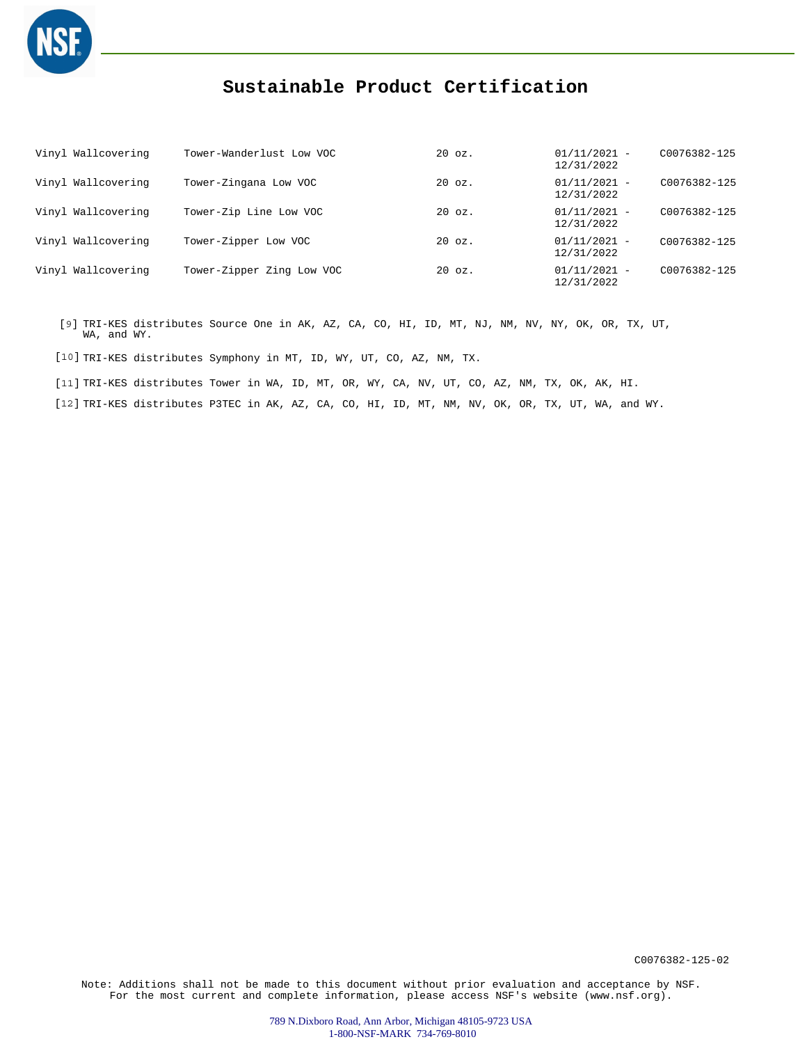# Sustainable Product Certification

| | | | | |
|---|---|---|---|---|
| Vinyl Wallcovering | Tower-Wanderlust Low VOC | 20 oz. | 01/11/2021 - 12/31/2022 | C0076382-125 |
| Vinyl Wallcovering | Tower-Zingana Low VOC | 20 oz. | 01/11/2021 - 12/31/2022 | C0076382-125 |
| Vinyl Wallcovering | Tower-Zip Line Low VOC | 20 oz. | 01/11/2021 - 12/31/2022 | C0076382-125 |
| Vinyl Wallcovering | Tower-Zipper Low VOC | 20 oz. | 01/11/2021 - 12/31/2022 | C0076382-125 |
| Vinyl Wallcovering | Tower-Zipper Zing Low VOC | 20 oz. | 01/11/2021 - 12/31/2022 | C0076382-125 |

[9] TRI-KES distributes Source One in AK, AZ, CA, CO, HI, ID, MT, NJ, NM, NV, NY, OK, OR, TX, UT, WA, and WY.

[10] TRI-KES distributes Symphony in MT, ID, WY, UT, CO, AZ, NM, TX.

[11] TRI-KES distributes Tower in WA, ID, MT, OR, WY, CA, NV, UT, CO, AZ, NM, TX, OK, AK, HI.

[12] TRI-KES distributes P3TEC in AK, AZ, CA, CO, HI, ID, MT, NM, NV, OK, OR, TX, UT, WA, and WY.

C0076382-125-02

Note: Additions shall not be made to this document without prior evaluation and acceptance by NSF. For the most current and complete information, please access NSF's website (www.nsf.org).

789 N.Dixboro Road, Ann Arbor, Michigan 48105-9723 USA
1-800-NSF-MARK 734-769-8010